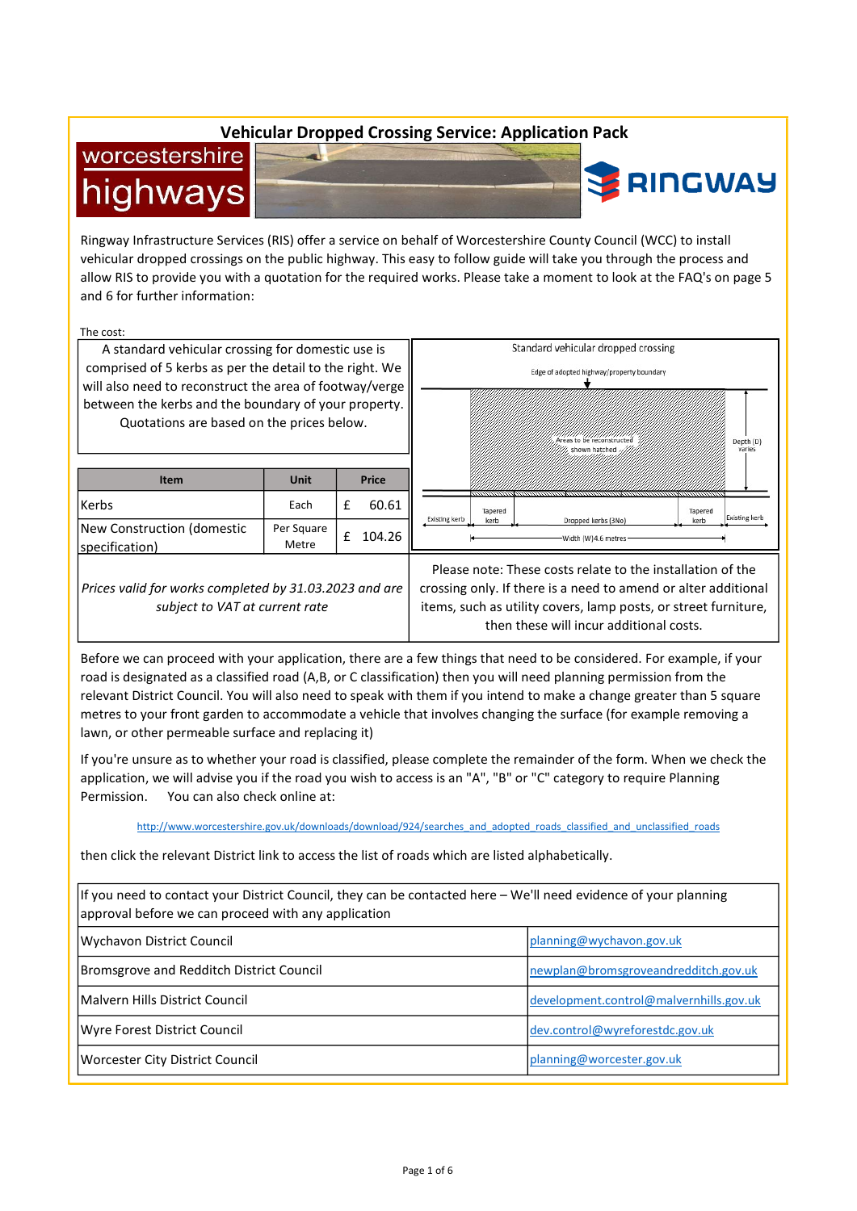# Vehicular Dropped Crossing Service: Application Pack

Ringway Infrastructure Services (RIS) offer a service on behalf of Worcestershire County Council (WCC) to install vehicular dropped crossings on the public highway. This easy to follow guide will take you through the process and allow RIS to provide you with a quotation for the required works. Please take a moment to look at the FAQ's on page 5 and 6 for further information:

The cost:

A standard vehicular crossing for domestic use is comprised of 5 kerbs as per the detail to the right. We will also need to reconstruct the area of footway/verge between the kerbs and the boundary of your property. Quotations are based on the prices below.

| Item | Unit | Price |
| --- | --- | --- |
| Kerbs | Each | £ 60.61 |
| New Construction (domestic specification) | Per Square Metre | £ 104.26 |

*Prices valid for works completed by 31.03.2023 and are subject to VAT at current rate*

Standard vehicular dropped crossing

Edge of adopted highway/property boundary

Areas to be reconstructed shown hatched

Depth (D) varies

Existing kerb | Tapered kerb | Dropped kerbs (3No) | Tapered kerb | Existing kerb

Width (W) 4.6 metres

Please note: These costs relate to the installation of the crossing only. If there is a need to amend or alter additional items, such as utility covers, lamp posts, or street furniture, then these will incur additional costs.

Before we can proceed with your application, there are a few things that need to be considered. For example, if your road is designated as a classified road (A,B, or C classification) then you will need planning permission from the relevant District Council. You will also need to speak with them if you intend to make a change greater than 5 square metres to your front garden to accommodate a vehicle that involves changing the surface (for example removing a lawn, or other permeable surface and replacing it)

If you're unsure as to whether your road is classified, please complete the remainder of the form. When we check the application, we will advise you if the road you wish to access is an "A", "B" or "C" category to require Planning Permission. You can also check online at:

http://www.worcestershire.gov.uk/downloads/download/924/searches_and_adopted_roads_classified_and_unclassified_roads

then click the relevant District link to access the list of roads which are listed alphabetically.

| If you need to contact your District Council, they can be contacted here – We'll need evidence of your planning approval before we can proceed with any application | |
| --- | --- |
| Wychavon District Council | planning@wychavon.gov.uk |
| Bromsgrove and Redditch District Council | newplan@bromsgroveandredditch.gov.uk |
| Malvern Hills District Council | development.control@malvernhills.gov.uk |
| Wyre Forest District Council | dev.control@wyreforestdc.gov.uk |
| Worcester City District Council | planning@worcester.gov.uk |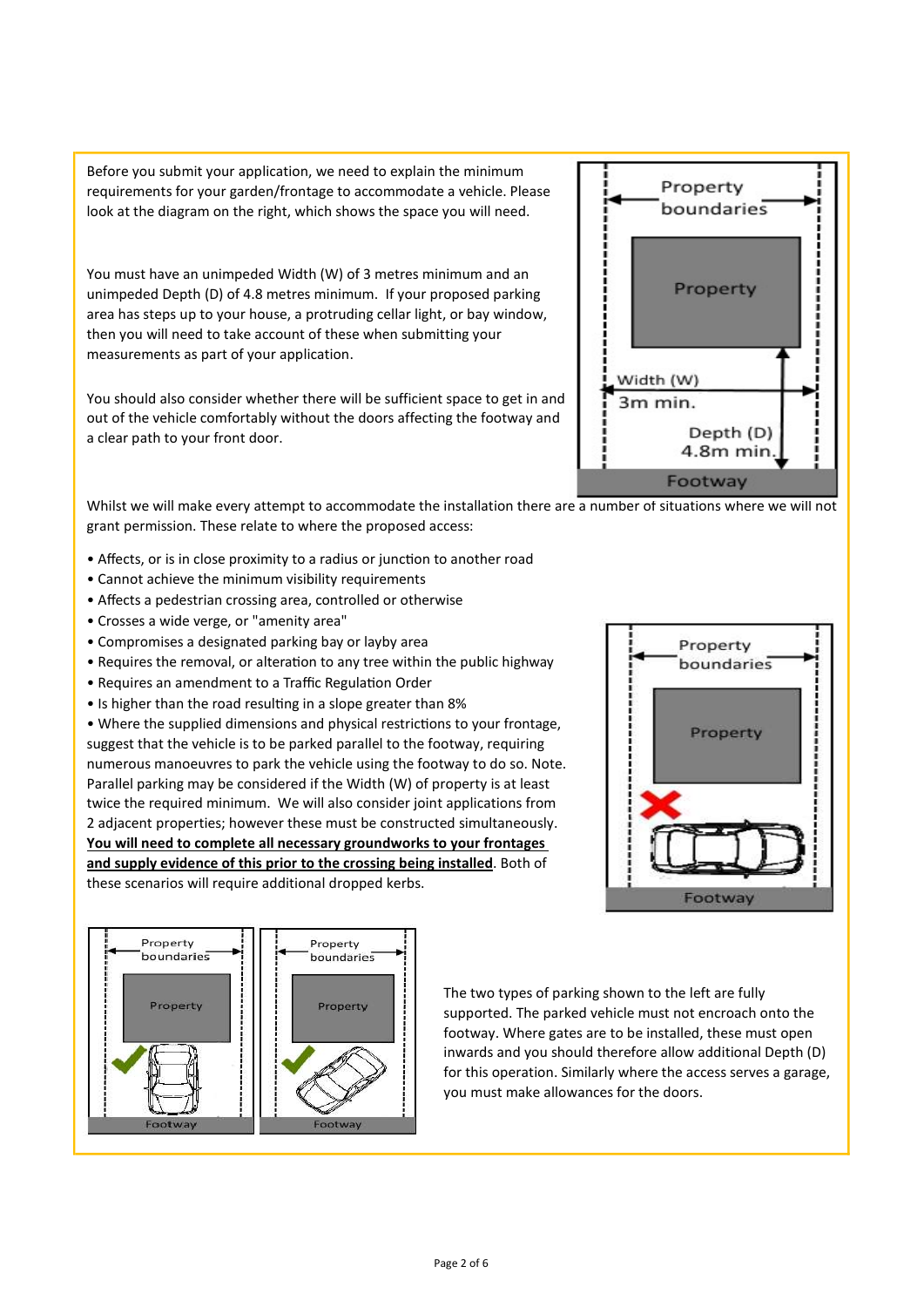Before you submit your application, we need to explain the minimum requirements for your garden/frontage to accommodate a vehicle. Please look at the diagram on the right, which shows the space you will need.

You must have an unimpeded Width (W) of 3 metres minimum and an unimpeded Depth (D) of 4.8 metres minimum. If your proposed parking area has steps up to your house, a protruding cellar light, or bay window, then you will need to take account of these when submitting your measurements as part of your application.

You should also consider whether there will be sufficient space to get in and out of the vehicle comfortably without the doors affecting the footway and a clear path to your front door.

Whilst we will make every attempt to accommodate the installation there are a number of situations where we will not grant permission. These relate to where the proposed access:

- Affects, or is in close proximity to a radius or junction to another road
- Cannot achieve the minimum visibility requirements
- Affects a pedestrian crossing area, controlled or otherwise
- Crosses a wide verge, or "amenity area"
- Compromises a designated parking bay or layby area
- Requires the removal, or alteration to any tree within the public highway
- Requires an amendment to a Traffic Regulation Order
- Is higher than the road resulting in a slope greater than 8%
- Where the supplied dimensions and physical restrictions to your frontage, suggest that the vehicle is to be parked parallel to the footway, requiring numerous manoeuvres to park the vehicle using the footway to do so. Note. Parallel parking may be considered if the Width (W) of property is at least twice the required minimum. We will also consider joint applications from 2 adjacent properties; however these must be constructed simultaneously. **<u>You will need to complete all necessary groundworks to your frontages and supply evidence of this prior to the crossing being installed</u>**. Both of these scenarios will require additional dropped kerbs.

The two types of parking shown to the left are fully supported. The parked vehicle must not encroach onto the footway. Where gates are to be installed, these must open inwards and you should therefore allow additional Depth (D) for this operation. Similarly where the access serves a garage, you must make allowances for the doors.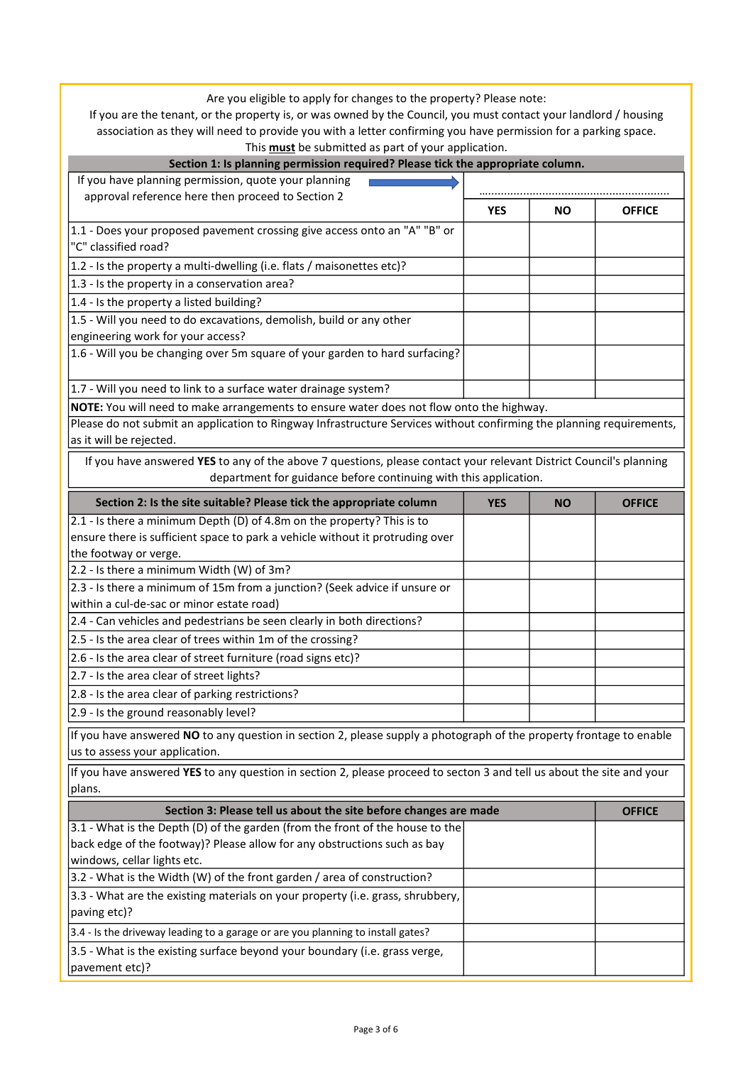Are you eligible to apply for changes to the property? Please note:
If you are the tenant, or the property is, or was owned by the Council, you must contact your landlord / housing association as they will need to provide you with a letter confirming you have permission for a parking space. This **must** be submitted as part of your application.

| **Section 1: Is planning permission required? Please tick the appropriate column.** | | | |
|---|---|---|---|
| If you have planning permission, quote your planning approval reference here then proceed to Section 2 → | ........................................................... | | |
| | **YES** | **NO** | **OFFICE** |
| 1.1 - Does your proposed pavement crossing give access onto an "A" "B" or "C" classified road? | | | |
| 1.2 - Is the property a multi-dwelling (i.e. flats / maisonettes etc)? | | | |
| 1.3 - Is the property in a conservation area? | | | |
| 1.4 - Is the property a listed building? | | | |
| 1.5 - Will you need to do excavations, demolish, build or any other engineering work for your access? | | | |
| 1.6 - Will you be changing over 5m square of your garden to hard surfacing? | | | |
| 1.7 - Will you need to link to a surface water drainage system? | | | |

**NOTE:** You will need to make arrangements to ensure water does not flow onto the highway.

Please do not submit an application to Ringway Infrastructure Services without confirming the planning requirements, as it will be rejected.

If you have answered **YES** to any of the above 7 questions, please contact your relevant District Council's planning department for guidance before continuing with this application.

| **Section 2: Is the site suitable? Please tick the appropriate column** | **YES** | **NO** | **OFFICE** |
|---|---|---|---|
| 2.1 - Is there a minimum Depth (D) of 4.8m on the property? This is to ensure there is sufficient space to park a vehicle without it protruding over the footway or verge. | | | |
| 2.2 - Is there a minimum Width (W) of 3m? | | | |
| 2.3 - Is there a minimum of 15m from a junction? (Seek advice if unsure or within a cul-de-sac or minor estate road) | | | |
| 2.4 - Can vehicles and pedestrians be seen clearly in both directions? | | | |
| 2.5 - Is the area clear of trees within 1m of the crossing? | | | |
| 2.6 - Is the area clear of street furniture (road signs etc)? | | | |
| 2.7 - Is the area clear of street lights? | | | |
| 2.8 - Is the area clear of parking restrictions? | | | |
| 2.9 - Is the ground reasonably level? | | | |

If you have answered **NO** to any question in section 2, please supply a photograph of the property frontage to enable us to assess your application.

If you have answered **YES** to any question in section 2, please proceed to secton 3 and tell us about the site and your plans.

| **Section 3: Please tell us about the site before changes are made** | | **OFFICE** |
|---|---|---|
| 3.1 - What is the Depth (D) of the garden (from the front of the house to the back edge of the footway)? Please allow for any obstructions such as bay windows, cellar lights etc. | | |
| 3.2 - What is the Width (W) of the front garden / area of construction? | | |
| 3.3 - What are the existing materials on your property (i.e. grass, shrubbery, paving etc)? | | |
| 3.4 - Is the driveway leading to a garage or are you planning to install gates? | | |
| 3.5 - What is the existing surface beyond your boundary (i.e. grass verge, pavement etc)? | | |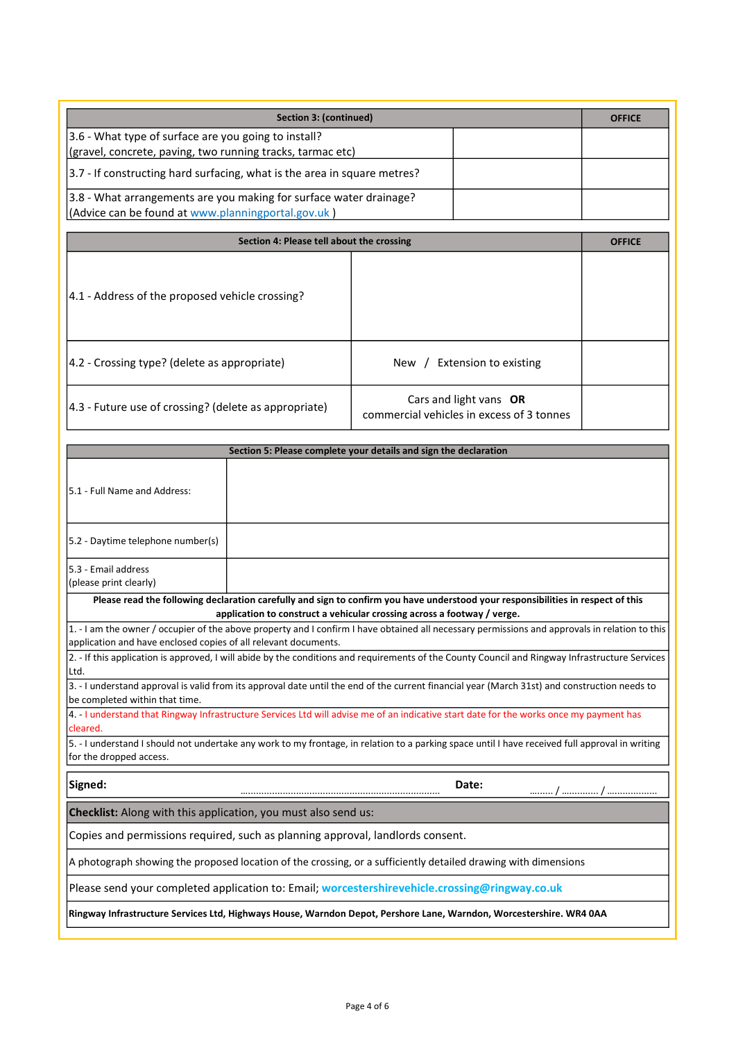| Section 3: (continued) | | OFFICE |
| --- | --- | --- |
| 3.6 - What type of surface are you going to install? (gravel, concrete, paving, two running tracks, tarmac etc) | | |
| 3.7 - If constructing hard surfacing, what is the area in square metres? | | |
| 3.8 - What arrangements are you making for surface water drainage? (Advice can be found at www.planningportal.gov.uk ) | | |

| Section 4: Please tell about the crossing | | OFFICE |
| --- | --- | --- |
| 4.1 - Address of the proposed vehicle crossing? | | |
| 4.2 - Crossing type? (delete as appropriate) | New / Extension to existing | |
| 4.3 - Future use of crossing? (delete as appropriate) | Cars and light vans **OR** commercial vehicles in excess of 3 tonnes | |

| Section 5: Please complete your details and sign the declaration | |
| --- | --- |
| 5.1 - Full Name and Address: | |
| 5.2 - Daytime telephone number(s) | |
| 5.3 - Email address (please print clearly) | |

**Please read the following declaration carefully and sign to confirm you have understood your responsibilities in respect of this application to construct a vehicular crossing across a footway / verge.**

1. - I am the owner / occupier of the above property and I confirm I have obtained all necessary permissions and approvals in relation to this application and have enclosed copies of all relevant documents.
2. - If this application is approved, I will abide by the conditions and requirements of the County Council and Ringway Infrastructure Services Ltd.
3. - I understand approval is valid from its approval date until the end of the current financial year (March 31st) and construction needs to be completed within that time.
4. - I understand that Ringway Infrastructure Services Ltd will advise me of an indicative start date for the works once my payment has cleared.
5. - I understand I should not undertake any work to my frontage, in relation to a parking space until I have received full approval in writing for the dropped access.

**Signed:** ........................................................................... **Date:** ......... / .............. / ...................

**Checklist:** Along with this application, you must also send us:

- Copies and permissions required, such as planning approval, landlords consent.
- A photograph showing the proposed location of the crossing, or a sufficiently detailed drawing with dimensions

Please send your completed application to: Email; **worcestershirevehicle.crossing@ringway.co.uk**

**Ringway Infrastructure Services Ltd, Highways House, Warndon Depot, Pershore Lane, Warndon, Worcestershire. WR4 0AA**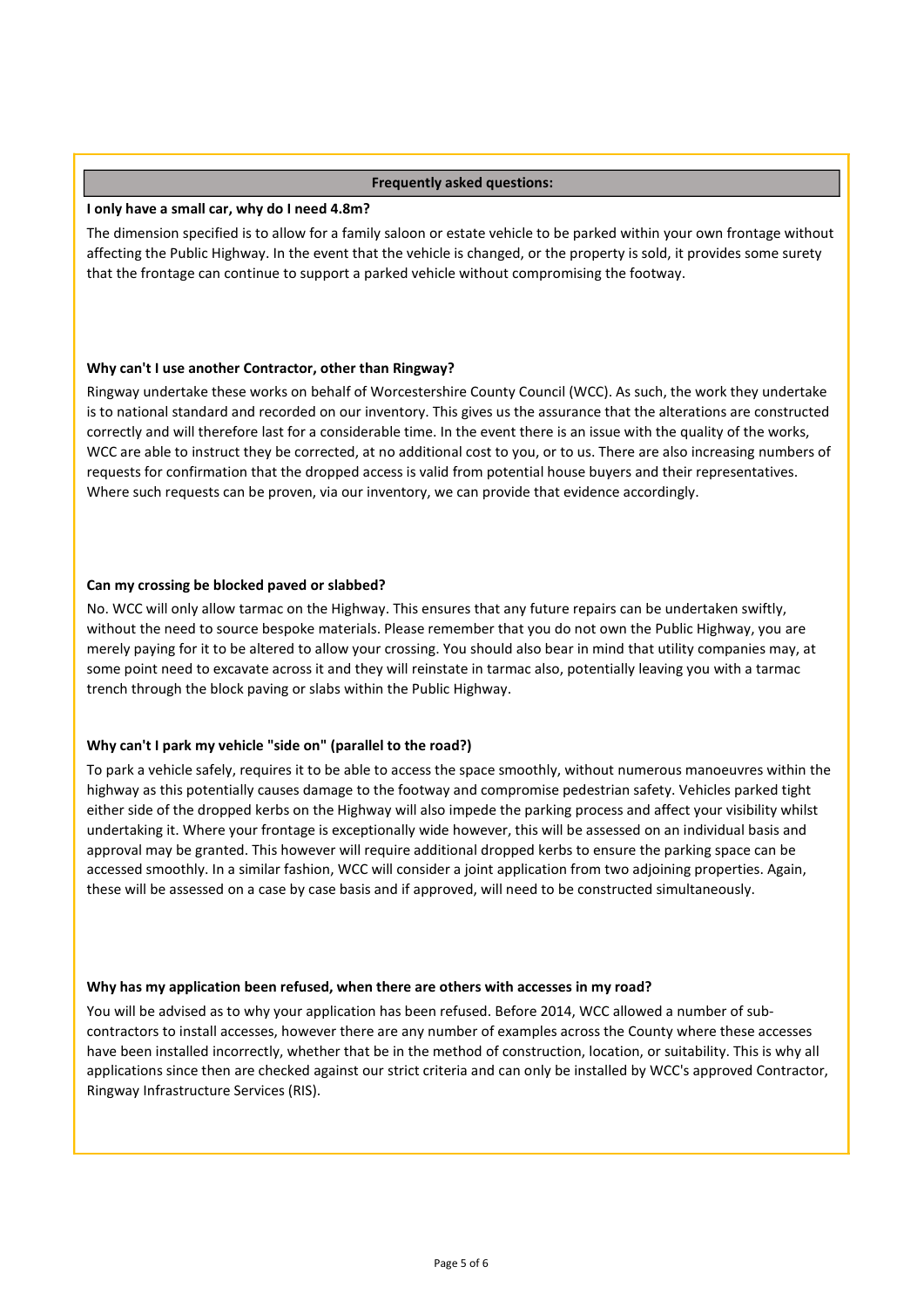## Frequently asked questions:

**I only have a small car, why do I need 4.8m?**

The dimension specified is to allow for a family saloon or estate vehicle to be parked within your own frontage without affecting the Public Highway. In the event that the vehicle is changed, or the property is sold, it provides some surety that the frontage can continue to support a parked vehicle without compromising the footway.

**Why can't I use another Contractor, other than Ringway?**

Ringway undertake these works on behalf of Worcestershire County Council (WCC). As such, the work they undertake is to national standard and recorded on our inventory. This gives us the assurance that the alterations are constructed correctly and will therefore last for a considerable time. In the event there is an issue with the quality of the works, WCC are able to instruct they be corrected, at no additional cost to you, or to us. There are also increasing numbers of requests for confirmation that the dropped access is valid from potential house buyers and their representatives. Where such requests can be proven, via our inventory, we can provide that evidence accordingly.

**Can my crossing be blocked paved or slabbed?**

No. WCC will only allow tarmac on the Highway. This ensures that any future repairs can be undertaken swiftly, without the need to source bespoke materials. Please remember that you do not own the Public Highway, you are merely paying for it to be altered to allow your crossing. You should also bear in mind that utility companies may, at some point need to excavate across it and they will reinstate in tarmac also, potentially leaving you with a tarmac trench through the block paving or slabs within the Public Highway.

**Why can't I park my vehicle "side on" (parallel to the road?)**

To park a vehicle safely, requires it to be able to access the space smoothly, without numerous manoeuvres within the highway as this potentially causes damage to the footway and compromise pedestrian safety. Vehicles parked tight either side of the dropped kerbs on the Highway will also impede the parking process and affect your visibility whilst undertaking it. Where your frontage is exceptionally wide however, this will be assessed on an individual basis and approval may be granted. This however will require additional dropped kerbs to ensure the parking space can be accessed smoothly. In a similar fashion, WCC will consider a joint application from two adjoining properties. Again, these will be assessed on a case by case basis and if approved, will need to be constructed simultaneously.

**Why has my application been refused, when there are others with accesses in my road?**

You will be advised as to why your application has been refused. Before 2014, WCC allowed a number of sub-contractors to install accesses, however there are any number of examples across the County where these accesses have been installed incorrectly, whether that be in the method of construction, location, or suitability. This is why all applications since then are checked against our strict criteria and can only be installed by WCC's approved Contractor, Ringway Infrastructure Services (RIS).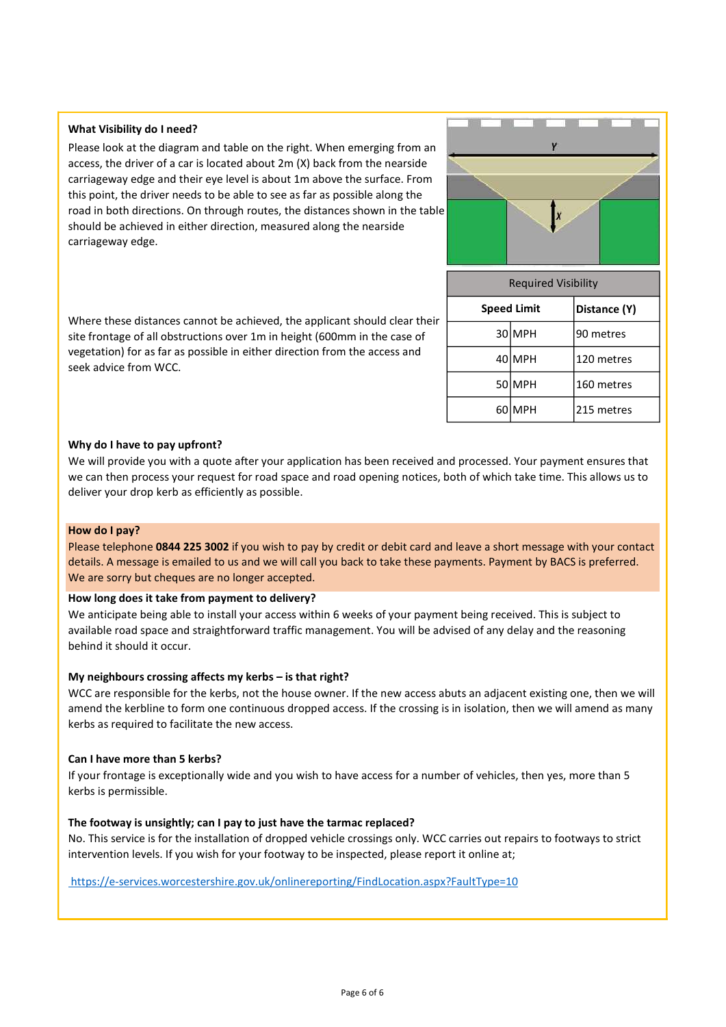**What Visibility do I need?**

Please look at the diagram and table on the right. When emerging from an access, the driver of a car is located about 2m (X) back from the nearside carriageway edge and their eye level is about 1m above the surface. From this point, the driver needs to be able to see as far as possible along the road in both directions. On through routes, the distances shown in the table should be achieved in either direction, measured along the nearside carriageway edge.

Y

X

Where these distances cannot be achieved, the applicant should clear their site frontage of all obstructions over 1m in height (600mm in the case of vegetation) for as far as possible in either direction from the access and seek advice from WCC.

| Required Visibility | |
|---|---|
| **Speed Limit** | **Distance (Y)** |
| 30 MPH | 90 metres |
| 40 MPH | 120 metres |
| 50 MPH | 160 metres |
| 60 MPH | 215 metres |

**Why do I have to pay upfront?**

We will provide you with a quote after your application has been received and processed. Your payment ensures that we can then process your request for road space and road opening notices, both of which take time. This allows us to deliver your drop kerb as efficiently as possible.

**How do I pay?**

Please telephone **0844 225 3002** if you wish to pay by credit or debit card and leave a short message with your contact details. A message is emailed to us and we will call you back to take these payments. Payment by BACS is preferred. We are sorry but cheques are no longer accepted.

**How long does it take from payment to delivery?**

We anticipate being able to install your access within 6 weeks of your payment being received. This is subject to available road space and straightforward traffic management. You will be advised of any delay and the reasoning behind it should it occur.

**My neighbours crossing affects my kerbs – is that right?**

WCC are responsible for the kerbs, not the house owner. If the new access abuts an adjacent existing one, then we will amend the kerbline to form one continuous dropped access. If the crossing is in isolation, then we will amend as many kerbs as required to facilitate the new access.

**Can I have more than 5 kerbs?**

If your frontage is exceptionally wide and you wish to have access for a number of vehicles, then yes, more than 5 kerbs is permissible.

**The footway is unsightly; can I pay to just have the tarmac replaced?**

No. This service is for the installation of dropped vehicle crossings only. WCC carries out repairs to footways to strict intervention levels. If you wish for your footway to be inspected, please report it online at;

https://e-services.worcestershire.gov.uk/onlinereporting/FindLocation.aspx?FaultType=10